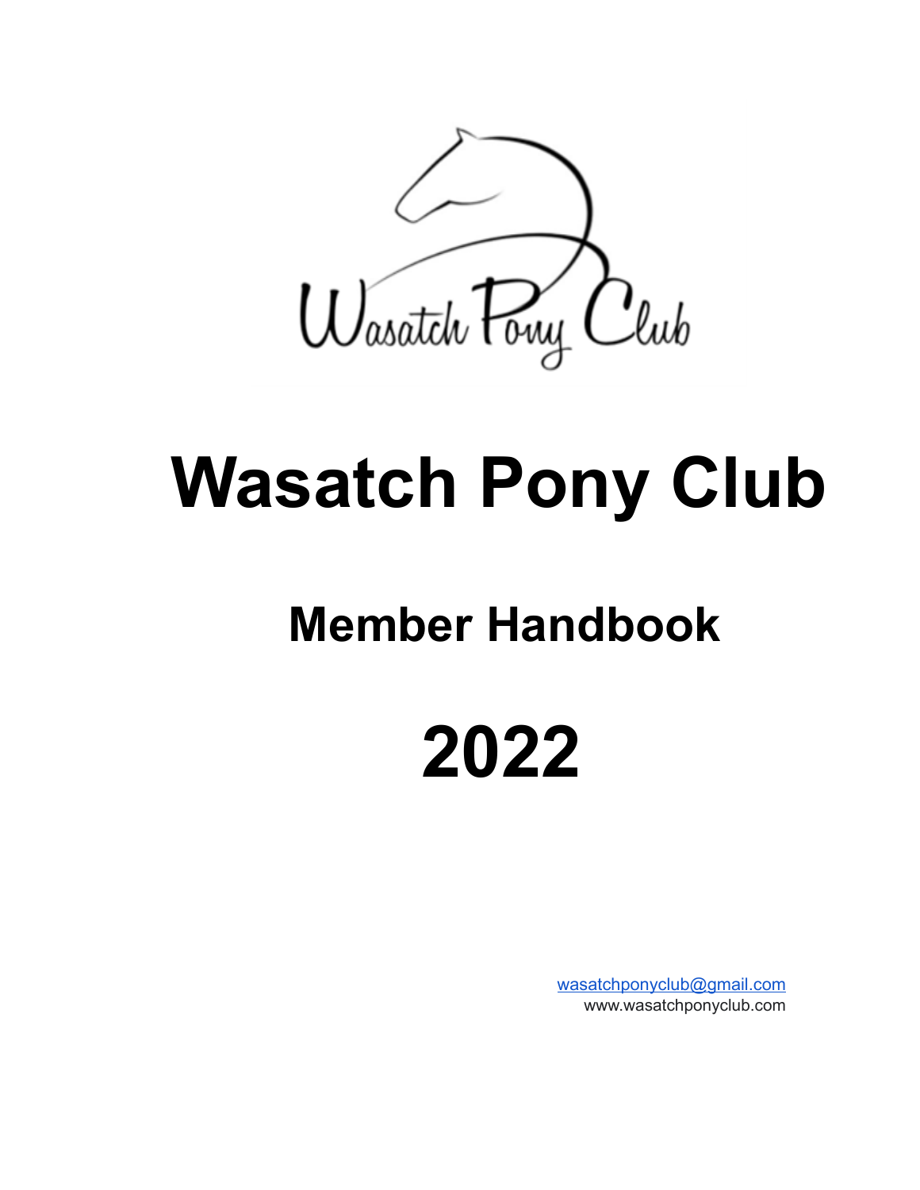# Wasatch Pony Club

## Member Handbook

# 2022

wasatchponyclub@gmail.com
www.wasatchponyclub.com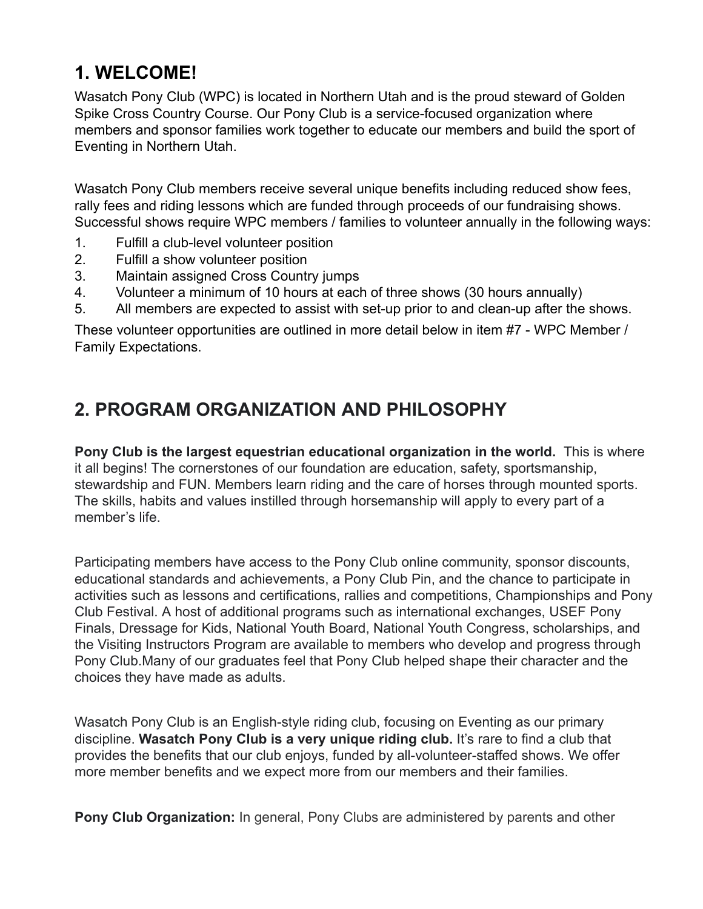## 1. WELCOME!

Wasatch Pony Club (WPC) is located in Northern Utah and is the proud steward of Golden Spike Cross Country Course. Our Pony Club is a service-focused organization where members and sponsor families work together to educate our members and build the sport of Eventing in Northern Utah.

Wasatch Pony Club members receive several unique benefits including reduced show fees, rally fees and riding lessons which are funded through proceeds of our fundraising shows. Successful shows require WPC members / families to volunteer annually in the following ways:

1. Fulfill a club-level volunteer position
2. Fulfill a show volunteer position
3. Maintain assigned Cross Country jumps
4. Volunteer a minimum of 10 hours at each of three shows (30 hours annually)
5. All members are expected to assist with set-up prior to and clean-up after the shows.

These volunteer opportunities are outlined in more detail below in item #7 - WPC Member / Family Expectations.

## 2. PROGRAM ORGANIZATION AND PHILOSOPHY

**Pony Club is the largest equestrian educational organization in the world.** This is where it all begins! The cornerstones of our foundation are education, safety, sportsmanship, stewardship and FUN. Members learn riding and the care of horses through mounted sports. The skills, habits and values instilled through horsemanship will apply to every part of a member's life.

Participating members have access to the Pony Club online community, sponsor discounts, educational standards and achievements, a Pony Club Pin, and the chance to participate in activities such as lessons and certifications, rallies and competitions, Championships and Pony Club Festival. A host of additional programs such as international exchanges, USEF Pony Finals, Dressage for Kids, National Youth Board, National Youth Congress, scholarships, and the Visiting Instructors Program are available to members who develop and progress through Pony Club.Many of our graduates feel that Pony Club helped shape their character and the choices they have made as adults.

Wasatch Pony Club is an English-style riding club, focusing on Eventing as our primary discipline. **Wasatch Pony Club is a very unique riding club.** It's rare to find a club that provides the benefits that our club enjoys, funded by all-volunteer-staffed shows. We offer more member benefits and we expect more from our members and their families.

**Pony Club Organization:** In general, Pony Clubs are administered by parents and other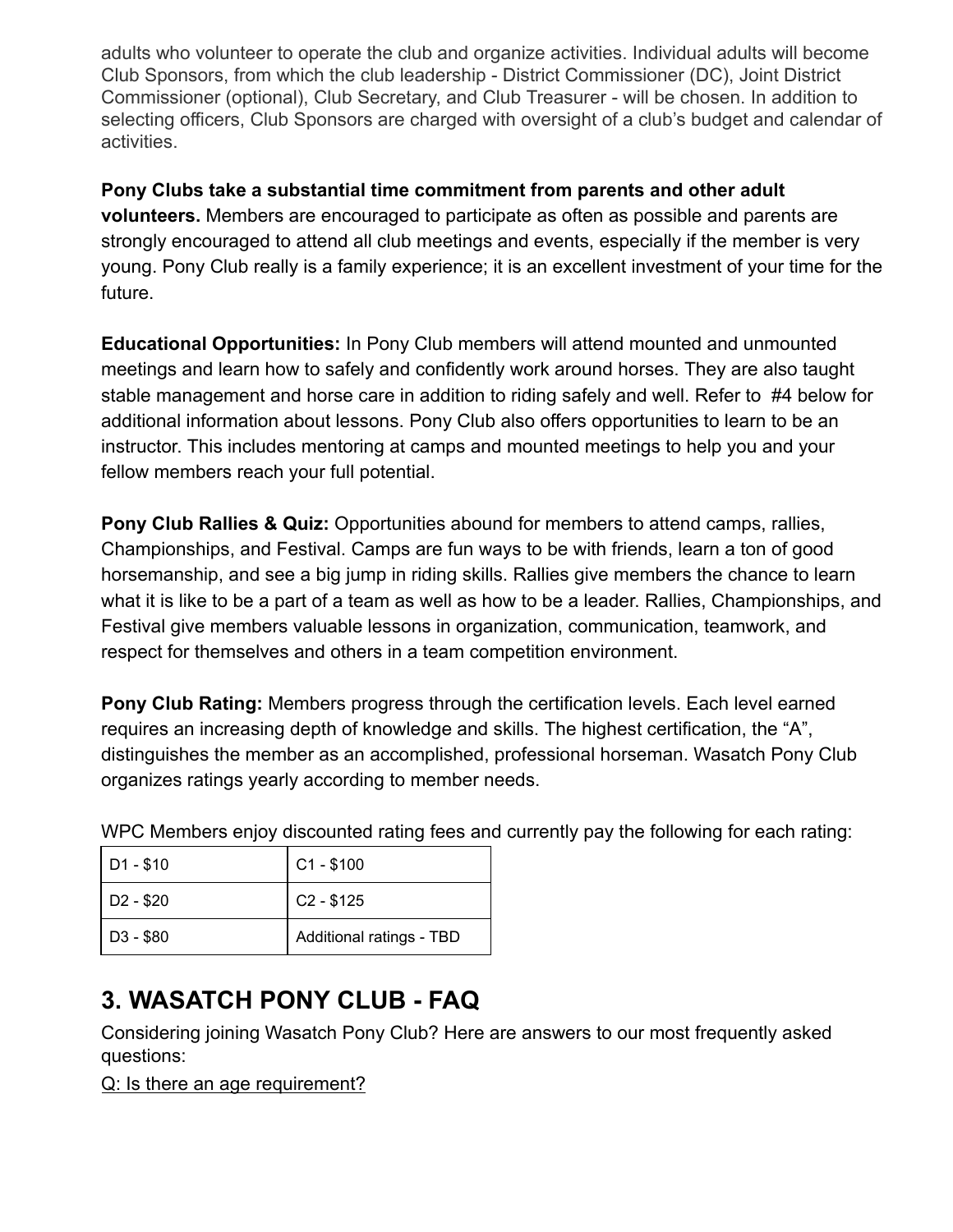adults who volunteer to operate the club and organize activities. Individual adults will become Club Sponsors, from which the club leadership - District Commissioner (DC), Joint District Commissioner (optional), Club Secretary, and Club Treasurer - will be chosen. In addition to selecting officers, Club Sponsors are charged with oversight of a club's budget and calendar of activities.

**Pony Clubs take a substantial time commitment from parents and other adult volunteers.** Members are encouraged to participate as often as possible and parents are strongly encouraged to attend all club meetings and events, especially if the member is very young. Pony Club really is a family experience; it is an excellent investment of your time for the future.

**Educational Opportunities:** In Pony Club members will attend mounted and unmounted meetings and learn how to safely and confidently work around horses. They are also taught stable management and horse care in addition to riding safely and well. Refer to #4 below for additional information about lessons. Pony Club also offers opportunities to learn to be an instructor. This includes mentoring at camps and mounted meetings to help you and your fellow members reach your full potential.

**Pony Club Rallies & Quiz:** Opportunities abound for members to attend camps, rallies, Championships, and Festival. Camps are fun ways to be with friends, learn a ton of good horsemanship, and see a big jump in riding skills. Rallies give members the chance to learn what it is like to be a part of a team as well as how to be a leader. Rallies, Championships, and Festival give members valuable lessons in organization, communication, teamwork, and respect for themselves and others in a team competition environment.

**Pony Club Rating:** Members progress through the certification levels. Each level earned requires an increasing depth of knowledge and skills. The highest certification, the "A", distinguishes the member as an accomplished, professional horseman. Wasatch Pony Club organizes ratings yearly according to member needs.

WPC Members enjoy discounted rating fees and currently pay the following for each rating:

| | |
|---|---|
| D1 - $10 | C1 - $100 |
| D2 - $20 | C2 - $125 |
| D3 - $80 | Additional ratings - TBD |

## 3. WASATCH PONY CLUB - FAQ

Considering joining Wasatch Pony Club? Here are answers to our most frequently asked questions:

Q: Is there an age requirement?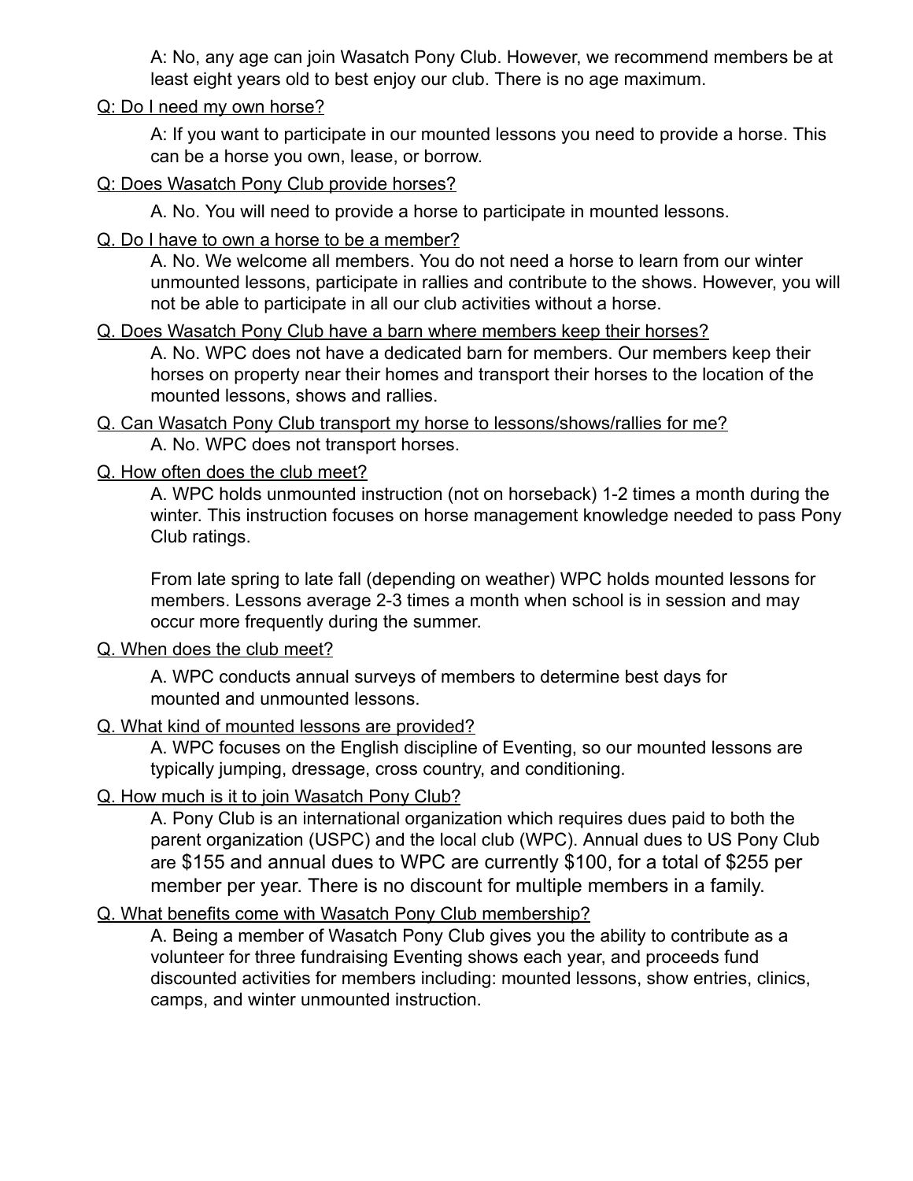A: No, any age can join Wasatch Pony Club. However, we recommend members be at least eight years old to best enjoy our club. There is no age maximum.

<u>Q: Do I need my own horse?</u>

A: If you want to participate in our mounted lessons you need to provide a horse. This can be a horse you own, lease, or borrow.

<u>Q: Does Wasatch Pony Club provide horses?</u>

A. No. You will need to provide a horse to participate in mounted lessons.

<u>Q. Do I have to own a horse to be a member?</u>

A. No. We welcome all members. You do not need a horse to learn from our winter unmounted lessons, participate in rallies and contribute to the shows. However, you will not be able to participate in all our club activities without a horse.

<u>Q. Does Wasatch Pony Club have a barn where members keep their horses?</u>

A. No. WPC does not have a dedicated barn for members. Our members keep their horses on property near their homes and transport their horses to the location of the mounted lessons, shows and rallies.

<u>Q. Can Wasatch Pony Club transport my horse to lessons/shows/rallies for me?</u>

A. No. WPC does not transport horses.

<u>Q. How often does the club meet?</u>

A. WPC holds unmounted instruction (not on horseback) 1-2 times a month during the winter. This instruction focuses on horse management knowledge needed to pass Pony Club ratings.

From late spring to late fall (depending on weather) WPC holds mounted lessons for members. Lessons average 2-3 times a month when school is in session and may occur more frequently during the summer.

<u>Q. When does the club meet?</u>

A. WPC conducts annual surveys of members to determine best days for mounted and unmounted lessons.

<u>Q. What kind of mounted lessons are provided?</u>

A. WPC focuses on the English discipline of Eventing, so our mounted lessons are typically jumping, dressage, cross country, and conditioning.

<u>Q. How much is it to join Wasatch Pony Club?</u>

A. Pony Club is an international organization which requires dues paid to both the parent organization (USPC) and the local club (WPC). Annual dues to US Pony Club are $155 and annual dues to WPC are currently $100, for a total of $255 per member per year. There is no discount for multiple members in a family.

<u>Q. What benefits come with Wasatch Pony Club membership?</u>

A. Being a member of Wasatch Pony Club gives you the ability to contribute as a volunteer for three fundraising Eventing shows each year, and proceeds fund discounted activities for members including: mounted lessons, show entries, clinics, camps, and winter unmounted instruction.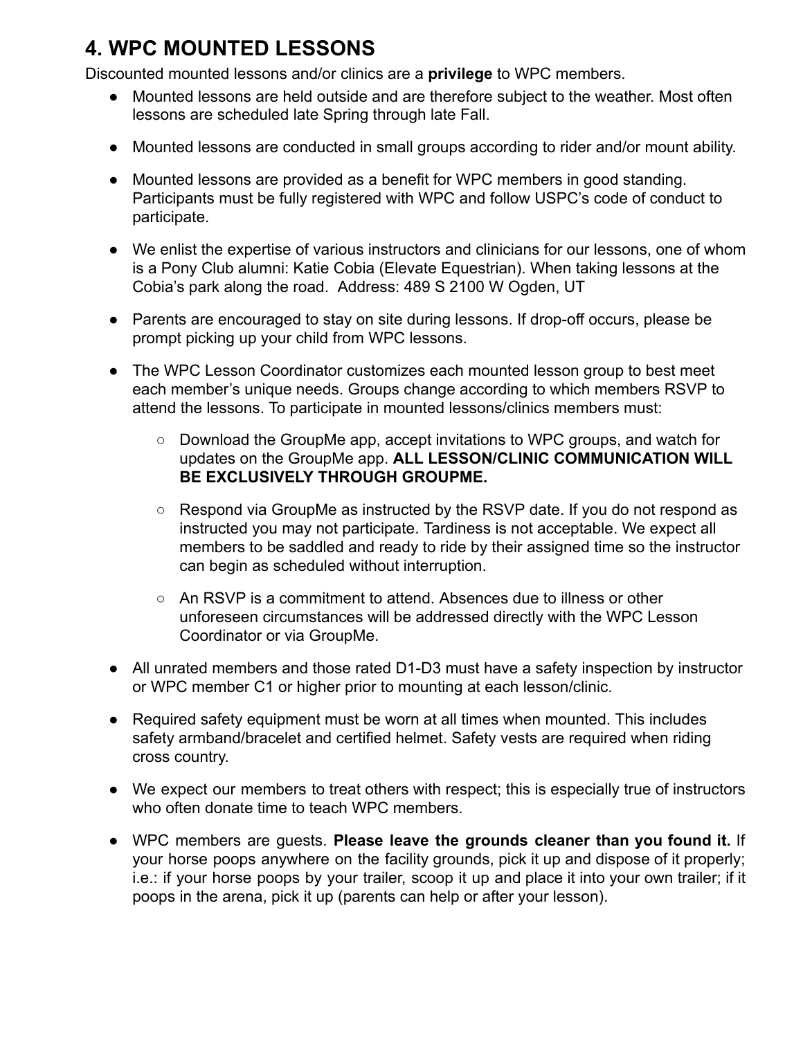# 4. WPC MOUNTED LESSONS

Discounted mounted lessons and/or clinics are a **privilege** to WPC members.

- Mounted lessons are held outside and are therefore subject to the weather. Most often lessons are scheduled late Spring through late Fall.
- Mounted lessons are conducted in small groups according to rider and/or mount ability.
- Mounted lessons are provided as a benefit for WPC members in good standing. Participants must be fully registered with WPC and follow USPC's code of conduct to participate.
- We enlist the expertise of various instructors and clinicians for our lessons, one of whom is a Pony Club alumni: Katie Cobia (Elevate Equestrian). When taking lessons at the Cobia's park along the road. Address: 489 S 2100 W Ogden, UT
- Parents are encouraged to stay on site during lessons. If drop-off occurs, please be prompt picking up your child from WPC lessons.
- The WPC Lesson Coordinator customizes each mounted lesson group to best meet each member's unique needs. Groups change according to which members RSVP to attend the lessons. To participate in mounted lessons/clinics members must:
  - Download the GroupMe app, accept invitations to WPC groups, and watch for updates on the GroupMe app. **ALL LESSON/CLINIC COMMUNICATION WILL BE EXCLUSIVELY THROUGH GROUPME.**
  - Respond via GroupMe as instructed by the RSVP date. If you do not respond as instructed you may not participate. Tardiness is not acceptable. We expect all members to be saddled and ready to ride by their assigned time so the instructor can begin as scheduled without interruption.
  - An RSVP is a commitment to attend. Absences due to illness or other unforeseen circumstances will be addressed directly with the WPC Lesson Coordinator or via GroupMe.
- All unrated members and those rated D1-D3 must have a safety inspection by instructor or WPC member C1 or higher prior to mounting at each lesson/clinic.
- Required safety equipment must be worn at all times when mounted. This includes safety armband/bracelet and certified helmet. Safety vests are required when riding cross country.
- We expect our members to treat others with respect; this is especially true of instructors who often donate time to teach WPC members.
- WPC members are guests. **Please leave the grounds cleaner than you found it.** If your horse poops anywhere on the facility grounds, pick it up and dispose of it properly; i.e.: if your horse poops by your trailer, scoop it up and place it into your own trailer; if it poops in the arena, pick it up (parents can help or after your lesson).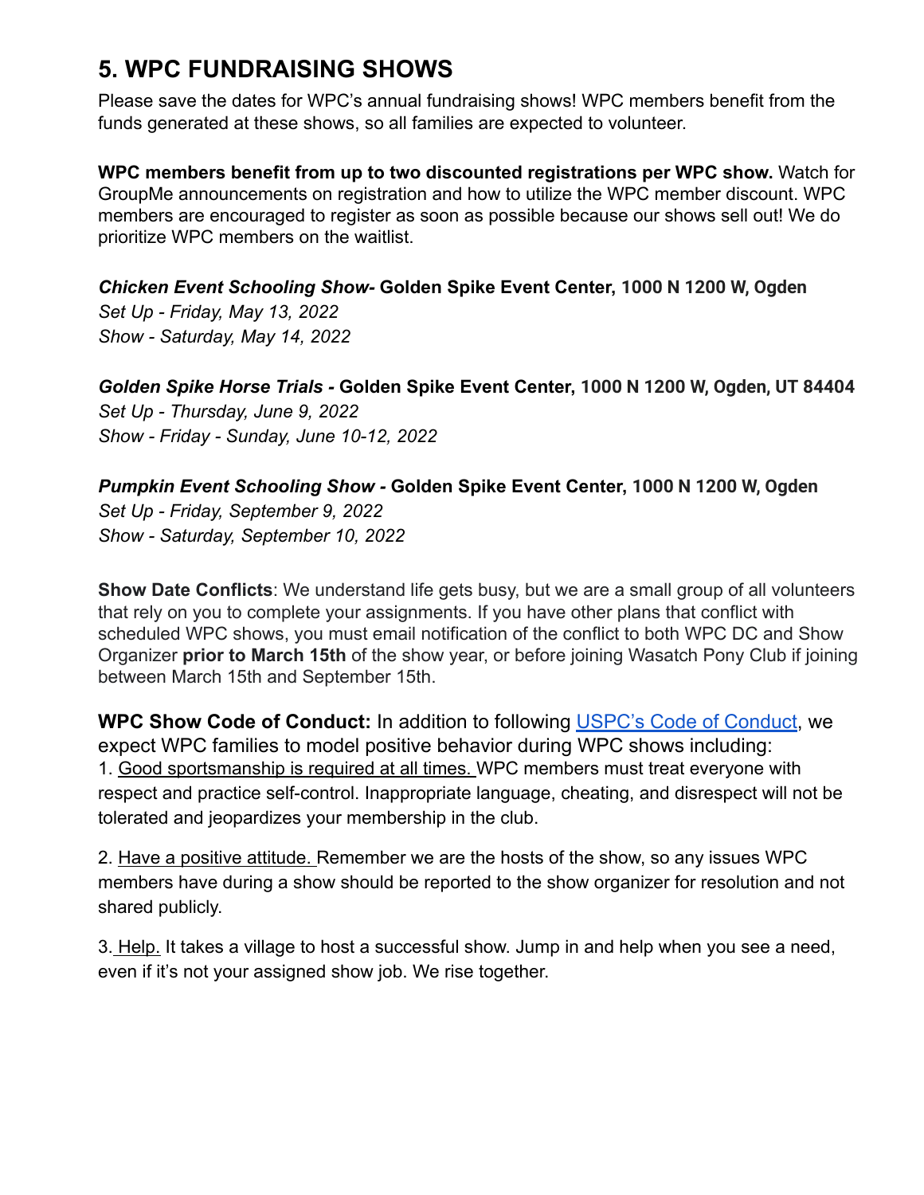## 5. WPC FUNDRAISING SHOWS

Please save the dates for WPC's annual fundraising shows! WPC members benefit from the funds generated at these shows, so all families are expected to volunteer.

**WPC members benefit from up to two discounted registrations per WPC show.** Watch for GroupMe announcements on registration and how to utilize the WPC member discount. WPC members are encouraged to register as soon as possible because our shows sell out! We do prioritize WPC members on the waitlist.

***Chicken Event Schooling Show*- Golden Spike Event Center, 1000 N 1200 W, Ogden**
*Set Up - Friday, May 13, 2022*
*Show - Saturday, May 14, 2022*

***Golden Spike Horse Trials* - Golden Spike Event Center, 1000 N 1200 W, Ogden, UT 84404**
*Set Up - Thursday, June 9, 2022*
*Show - Friday - Sunday, June 10-12, 2022*

***Pumpkin Event Schooling Show* - Golden Spike Event Center, 1000 N 1200 W, Ogden**
*Set Up - Friday, September 9, 2022*
*Show - Saturday, September 10, 2022*

**Show Date Conflicts**: We understand life gets busy, but we are a small group of all volunteers that rely on you to complete your assignments. If you have other plans that conflict with scheduled WPC shows, you must email notification of the conflict to both WPC DC and Show Organizer **prior to March 15th** of the show year, or before joining Wasatch Pony Club if joining between March 15th and September 15th.

**WPC Show Code of Conduct:** In addition to following USPC's Code of Conduct, we expect WPC families to model positive behavior during WPC shows including:

1. Good sportsmanship is required at all times. WPC members must treat everyone with respect and practice self-control. Inappropriate language, cheating, and disrespect will not be tolerated and jeopardizes your membership in the club.

2. Have a positive attitude. Remember we are the hosts of the show, so any issues WPC members have during a show should be reported to the show organizer for resolution and not shared publicly.

3. Help. It takes a village to host a successful show. Jump in and help when you see a need, even if it's not your assigned show job. We rise together.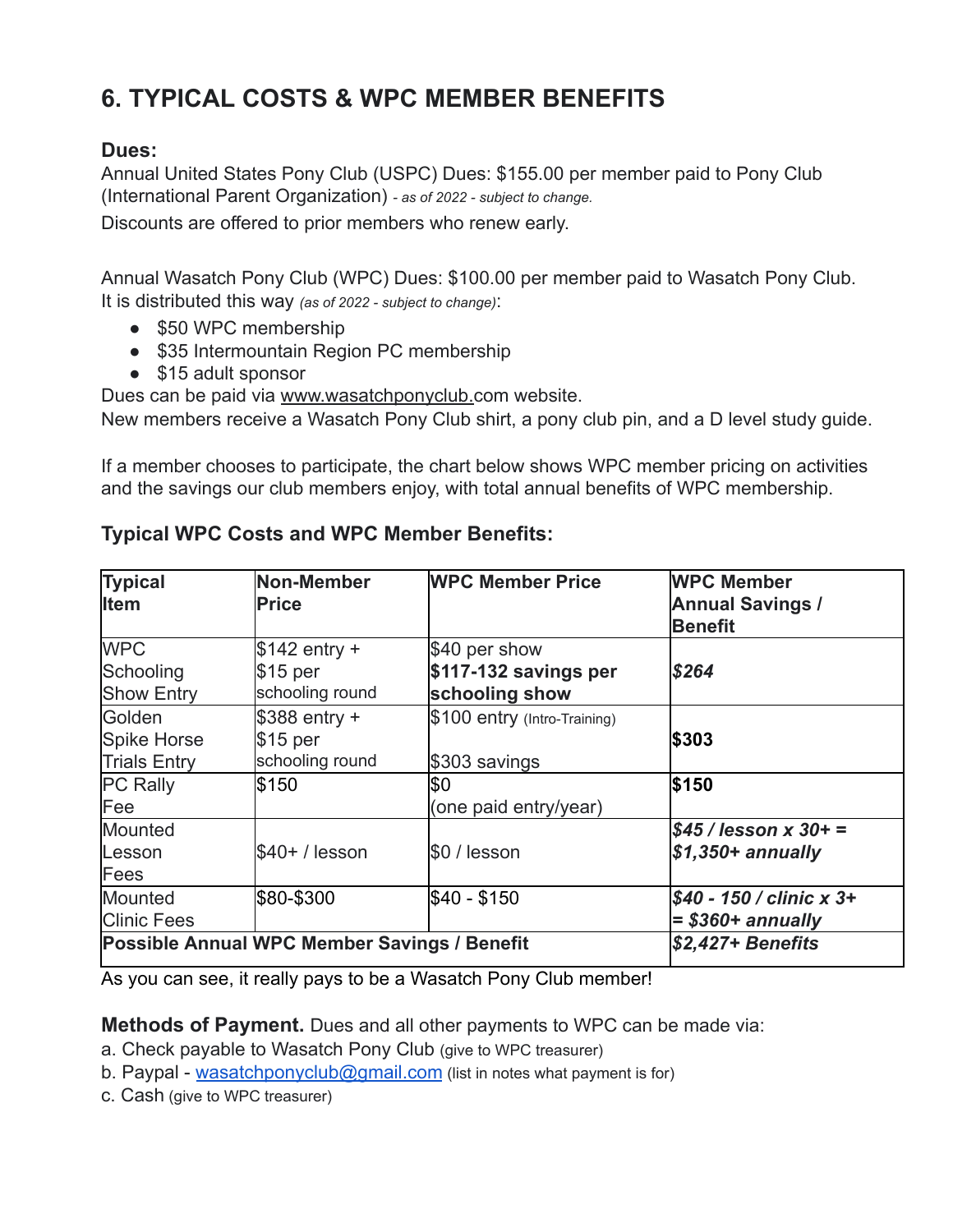# 6. TYPICAL COSTS & WPC MEMBER BENEFITS

### Dues:

Annual United States Pony Club (USPC) Dues: $155.00 per member paid to Pony Club (International Parent Organization) *- as of 2022 - subject to change.*

Discounts are offered to prior members who renew early.

Annual Wasatch Pony Club (WPC) Dues: $100.00 per member paid to Wasatch Pony Club. It is distributed this way *(as of 2022 - subject to change)*:

- $50 WPC membership
- $35 Intermountain Region PC membership
- $15 adult sponsor

Dues can be paid via www.wasatchponyclub.com website.

New members receive a Wasatch Pony Club shirt, a pony club pin, and a D level study guide.

If a member chooses to participate, the chart below shows WPC member pricing on activities and the savings our club members enjoy, with total annual benefits of WPC membership.

### Typical WPC Costs and WPC Member Benefits:

| Typical Item | Non-Member Price | WPC Member Price | WPC Member Annual Savings / Benefit |
|---|---|---|---|
| WPC Schooling Show Entry | $142 entry + $15 per schooling round | $40 per show **$117-132 savings per schooling show** | ***$264*** |
| Golden Spike Horse Trials Entry | $388 entry + $15 per schooling round | $100 entry (Intro-Training) $303 savings | **$303** |
| PC Rally Fee | $150 | $0 (one paid entry/year) | **$150** |
| Mounted Lesson Fees | $40+ / lesson | $0 / lesson | ***$45 / lesson x 30+ = $1,350+ annually*** |
| Mounted Clinic Fees | $80-$300 | $40 - $150 | ***$40 - 150 / clinic x 3+ = $360+ annually*** |
| **Possible Annual WPC Member Savings / Benefit** | | | ***$2,427+ Benefits*** |

As you can see, it really pays to be a Wasatch Pony Club member!

**Methods of Payment.** Dues and all other payments to WPC can be made via:

a. Check payable to Wasatch Pony Club (give to WPC treasurer)
b. Paypal - wasatchponyclub@gmail.com (list in notes what payment is for)
c. Cash (give to WPC treasurer)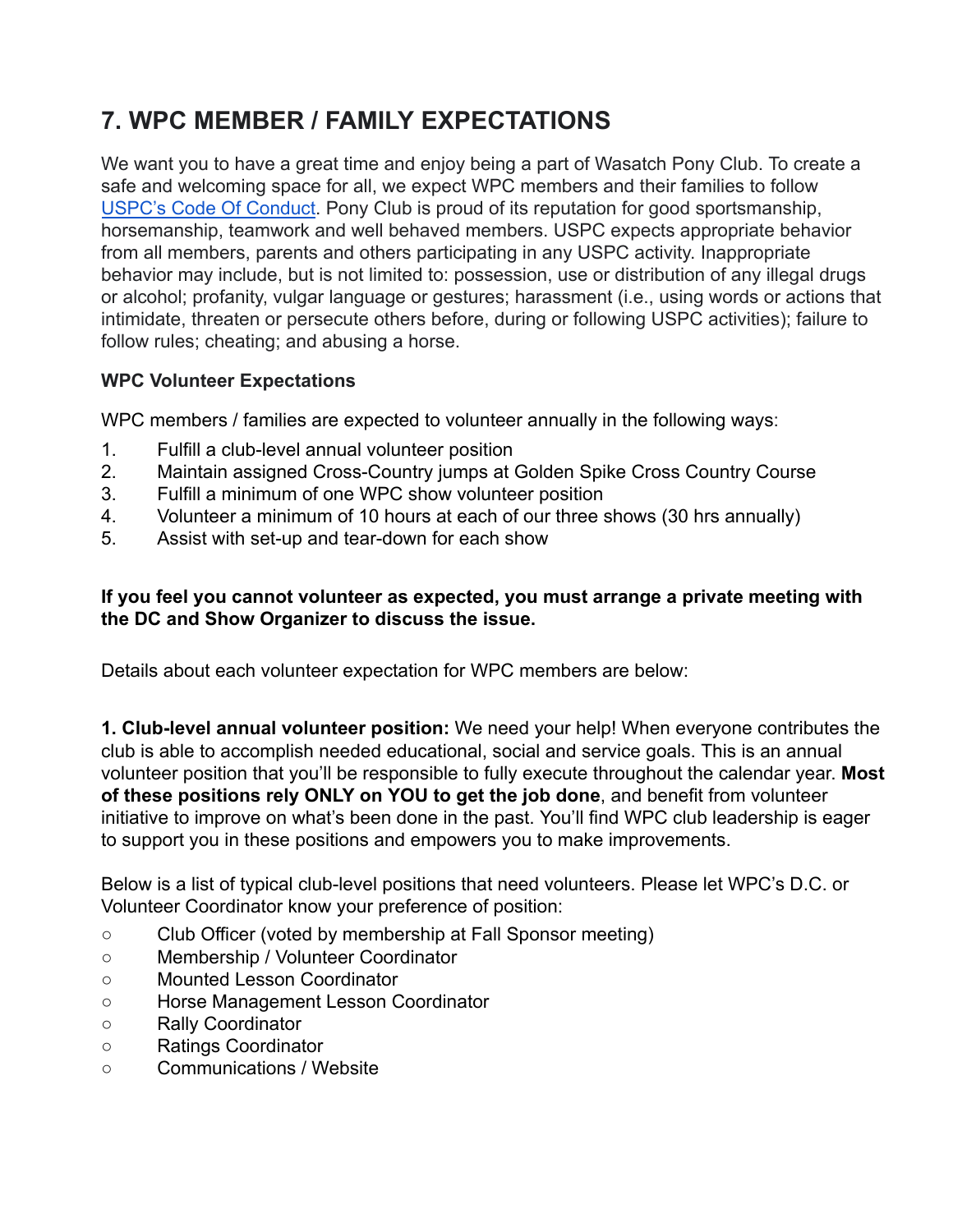## 7. WPC MEMBER / FAMILY EXPECTATIONS

We want you to have a great time and enjoy being a part of Wasatch Pony Club. To create a safe and welcoming space for all, we expect WPC members and their families to follow [USPC's Code Of Conduct](). Pony Club is proud of its reputation for good sportsmanship, horsemanship, teamwork and well behaved members. USPC expects appropriate behavior from all members, parents and others participating in any USPC activity. Inappropriate behavior may include, but is not limited to: possession, use or distribution of any illegal drugs or alcohol; profanity, vulgar language or gestures; harassment (i.e., using words or actions that intimidate, threaten or persecute others before, during or following USPC activities); failure to follow rules; cheating; and abusing a horse.

### WPC Volunteer Expectations

WPC members / families are expected to volunteer annually in the following ways:

1. Fulfill a club-level annual volunteer position
2. Maintain assigned Cross-Country jumps at Golden Spike Cross Country Course
3. Fulfill a minimum of one WPC show volunteer position
4. Volunteer a minimum of 10 hours at each of our three shows (30 hrs annually)
5. Assist with set-up and tear-down for each show

**If you feel you cannot volunteer as expected, you must arrange a private meeting with the DC and Show Organizer to discuss the issue.**

Details about each volunteer expectation for WPC members are below:

**1. Club-level annual volunteer position:** We need your help! When everyone contributes the club is able to accomplish needed educational, social and service goals. This is an annual volunteer position that you'll be responsible to fully execute throughout the calendar year. **Most of these positions rely ONLY on YOU to get the job done**, and benefit from volunteer initiative to improve on what's been done in the past. You'll find WPC club leadership is eager to support you in these positions and empowers you to make improvements.

Below is a list of typical club-level positions that need volunteers. Please let WPC's D.C. or Volunteer Coordinator know your preference of position:

- Club Officer (voted by membership at Fall Sponsor meeting)
- Membership / Volunteer Coordinator
- Mounted Lesson Coordinator
- Horse Management Lesson Coordinator
- Rally Coordinator
- Ratings Coordinator
- Communications / Website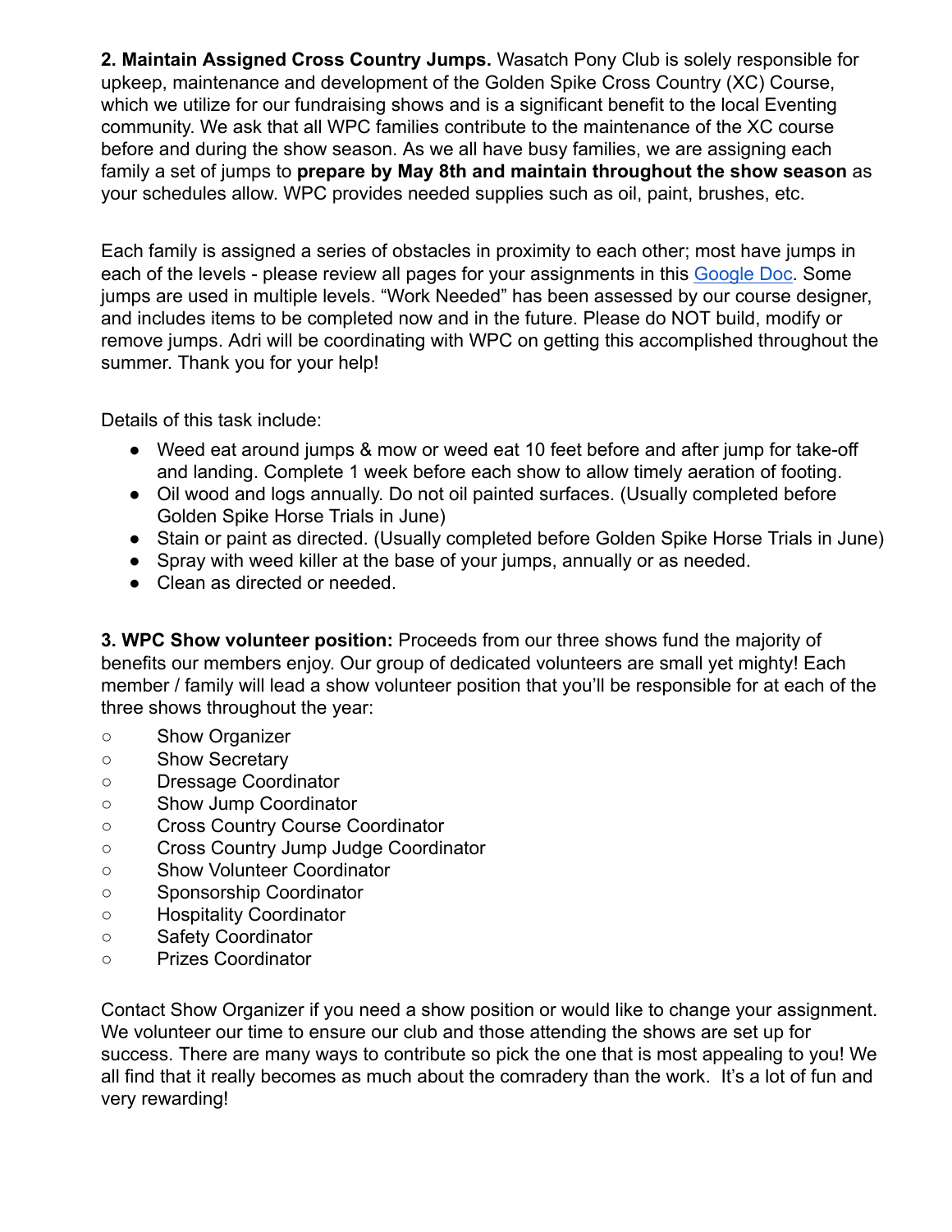**2. Maintain Assigned Cross Country Jumps.** Wasatch Pony Club is solely responsible for upkeep, maintenance and development of the Golden Spike Cross Country (XC) Course, which we utilize for our fundraising shows and is a significant benefit to the local Eventing community. We ask that all WPC families contribute to the maintenance of the XC course before and during the show season. As we all have busy families, we are assigning each family a set of jumps to **prepare by May 8th and maintain throughout the show season** as your schedules allow. WPC provides needed supplies such as oil, paint, brushes, etc.

Each family is assigned a series of obstacles in proximity to each other; most have jumps in each of the levels - please review all pages for your assignments in this [Google Doc](). Some jumps are used in multiple levels. "Work Needed" has been assessed by our course designer, and includes items to be completed now and in the future. Please do NOT build, modify or remove jumps. Adri will be coordinating with WPC on getting this accomplished throughout the summer. Thank you for your help!

Details of this task include:

- Weed eat around jumps & mow or weed eat 10 feet before and after jump for take-off and landing. Complete 1 week before each show to allow timely aeration of footing.
- Oil wood and logs annually. Do not oil painted surfaces. (Usually completed before Golden Spike Horse Trials in June)
- Stain or paint as directed. (Usually completed before Golden Spike Horse Trials in June)
- Spray with weed killer at the base of your jumps, annually or as needed.
- Clean as directed or needed.

**3. WPC Show volunteer position:** Proceeds from our three shows fund the majority of benefits our members enjoy. Our group of dedicated volunteers are small yet mighty! Each member / family will lead a show volunteer position that you'll be responsible for at each of the three shows throughout the year:

- Show Organizer
- Show Secretary
- Dressage Coordinator
- Show Jump Coordinator
- Cross Country Course Coordinator
- Cross Country Jump Judge Coordinator
- Show Volunteer Coordinator
- Sponsorship Coordinator
- Hospitality Coordinator
- Safety Coordinator
- Prizes Coordinator

Contact Show Organizer if you need a show position or would like to change your assignment. We volunteer our time to ensure our club and those attending the shows are set up for success. There are many ways to contribute so pick the one that is most appealing to you! We all find that it really becomes as much about the comradery than the work. It's a lot of fun and very rewarding!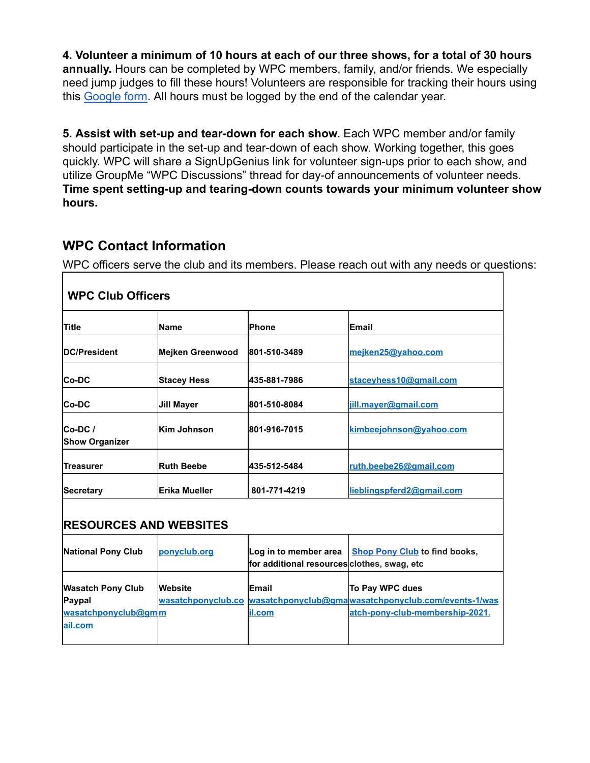**4. Volunteer a minimum of 10 hours at each of our three shows, for a total of 30 hours annually.** Hours can be completed by WPC members, family, and/or friends. We especially need jump judges to fill these hours! Volunteers are responsible for tracking their hours using this Google form. All hours must be logged by the end of the calendar year.

**5. Assist with set-up and tear-down for each show.** Each WPC member and/or family should participate in the set-up and tear-down of each show. Working together, this goes quickly. WPC will share a SignUpGenius link for volunteer sign-ups prior to each show, and utilize GroupMe "WPC Discussions" thread for day-of announcements of volunteer needs. **Time spent setting-up and tearing-down counts towards your minimum volunteer show hours.**

## WPC Contact Information

WPC officers serve the club and its members. Please reach out with any needs or questions:

| **WPC Club Officers** | | | |
|---|---|---|---|
| **Title** | **Name** | **Phone** | **Email** |
| **DC/President** | **Mejken Greenwood** | **801-510-3489** | **mejken25@yahoo.com** |
| **Co-DC** | **Stacey Hess** | **435-881-7986** | **staceyhess10@gmail.com** |
| **Co-DC** | **Jill Mayer** | **801-510-8084** | **jill.mayer@gmail.com** |
| **Co-DC / Show Organizer** | **Kim Johnson** | **801-916-7015** | **kimbeejohnson@yahoo.com** |
| **Treasurer** | **Ruth Beebe** | **435-512-5484** | **ruth.beebe26@gmail.com** |
| **Secretary** | **Erika Mueller** | **801-771-4219** | **lieblingspferd2@gmail.com** |
| **RESOURCES AND WEBSITES** | | | |
| **National Pony Club** | **ponyclub.org** | **Log in to member area for additional resources** | **Shop Pony Club to find books, clothes, swag, etc** |
| **Wasatch Pony Club Paypal wasatchponyclub@gmail.com** | **Website wasatchponyclub.com** | **Email wasatchponyclub@gmail.com** | **To Pay WPC dues wasatchponyclub.com/events-1/wasatch-pony-club-membership-2021.** |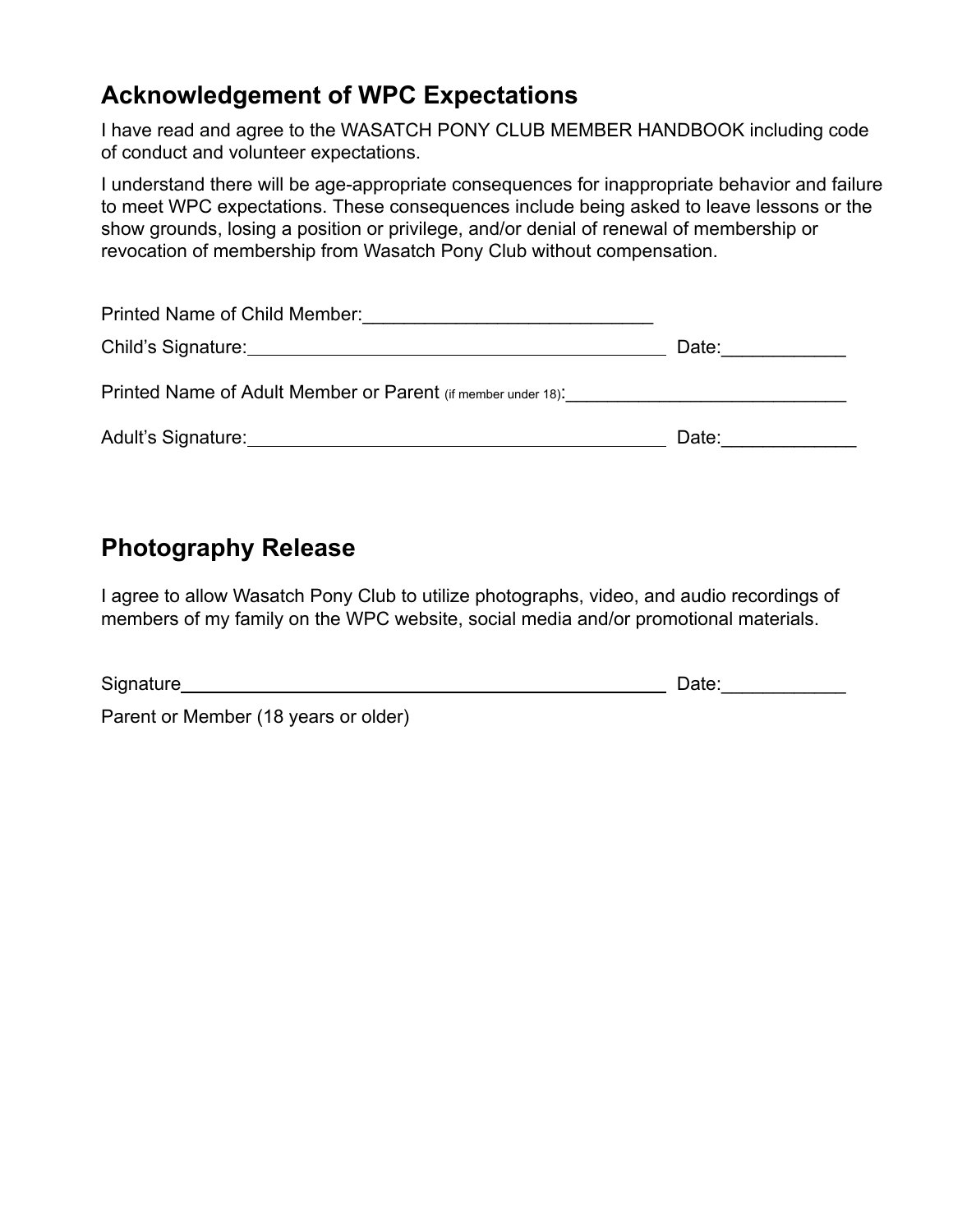## Acknowledgement of WPC Expectations

I have read and agree to the WASATCH PONY CLUB MEMBER HANDBOOK including code of conduct and volunteer expectations.

I understand there will be age-appropriate consequences for inappropriate behavior and failure to meet WPC expectations. These consequences include being asked to leave lessons or the show grounds, losing a position or privilege, and/or denial of renewal of membership or revocation of membership from Wasatch Pony Club without compensation.

Printed Name of Child Member:____________________________

Child's Signature:________________________________________ Date:____________

Printed Name of Adult Member or Parent (if member under 18):____________________________

Adult's Signature:________________________________________ Date:_____________

## Photography Release

I agree to allow Wasatch Pony Club to utilize photographs, video, and audio recordings of members of my family on the WPC website, social media and/or promotional materials.

Signature________________________________________________ Date:____________

Parent or Member (18 years or older)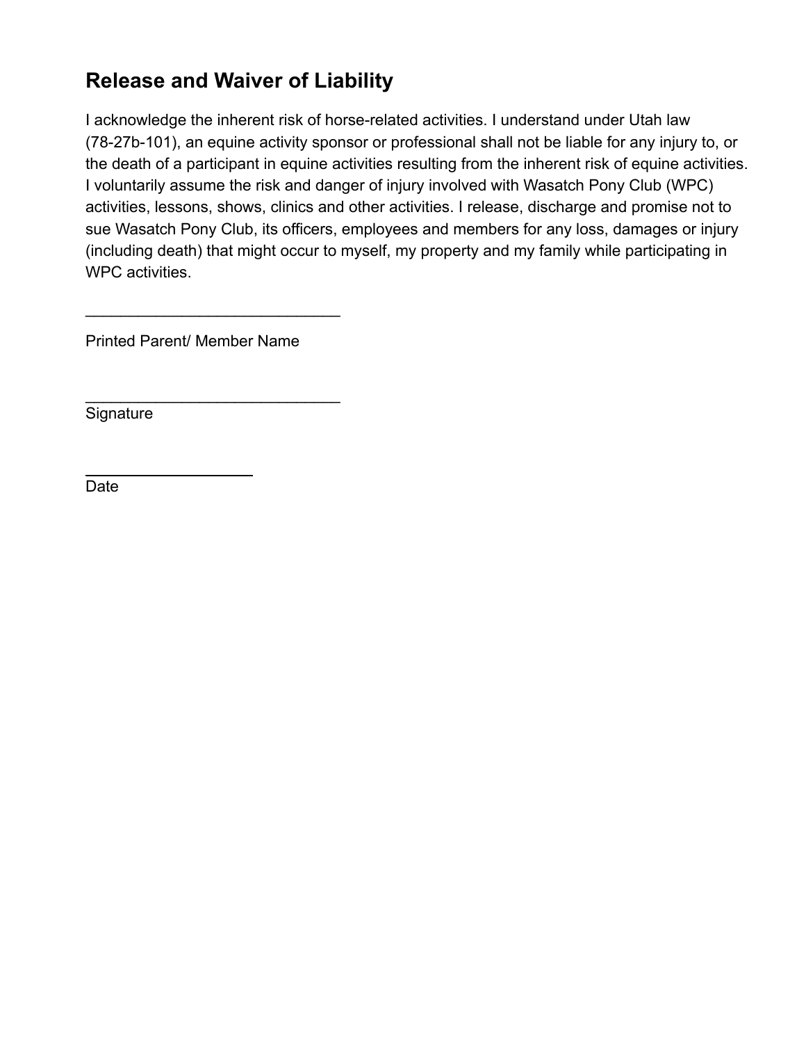## Release and Waiver of Liability

I acknowledge the inherent risk of horse-related activities. I understand under Utah law (78-27b-101), an equine activity sponsor or professional shall not be liable for any injury to, or the death of a participant in equine activities resulting from the inherent risk of equine activities. I voluntarily assume the risk and danger of injury involved with Wasatch Pony Club (WPC) activities, lessons, shows, clinics and other activities. I release, discharge and promise not to sue Wasatch Pony Club, its officers, employees and members for any loss, damages or injury (including death) that might occur to myself, my property and my family while participating in WPC activities.

_____________________________

Printed Parent/ Member Name

_____________________________

Signature

__________________

Date